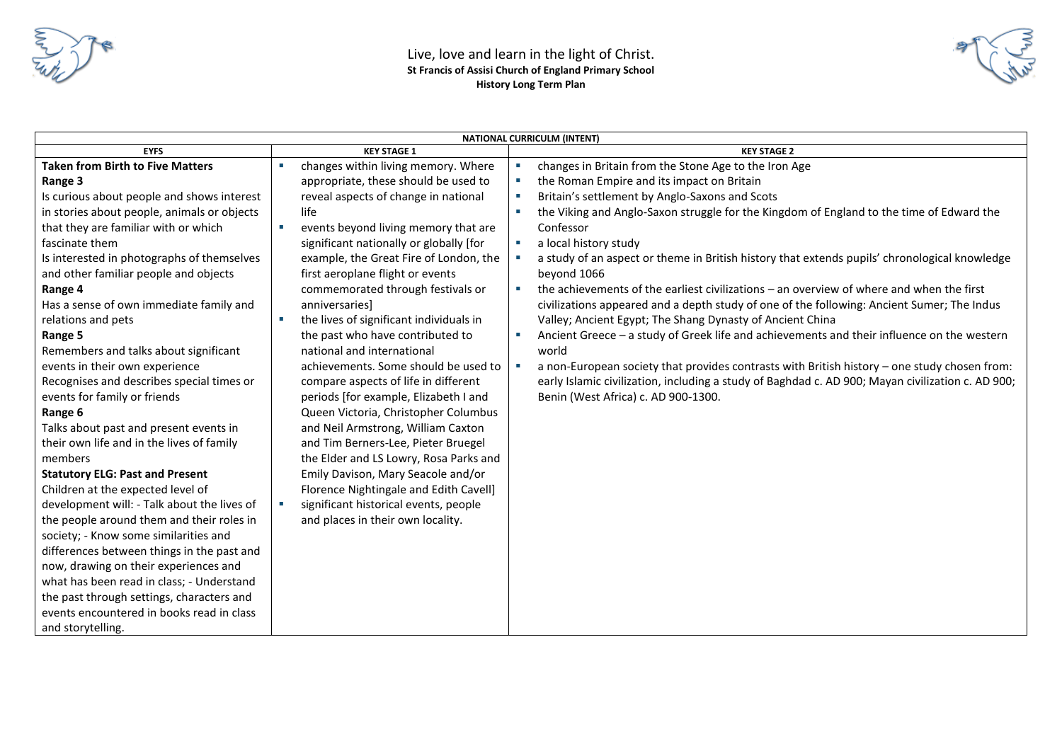Live, love and learn in the light of Christ.

**St Francis of Assisi Church of England Primary School**

**History Long Term Plan**

| **NATIONAL CURRICULM (INTENT)** | | |
|---|---|---|
| **EYFS** | **KEY STAGE 1** | **KEY STAGE 2** |
| **Taken from Birth to Five Matters**<br>**Range 3**<br>Is curious about people and shows interest in stories about people, animals or objects that they are familiar with or which fascinate them<br>Is interested in photographs of themselves and other familiar people and objects<br>**Range 4**<br>Has a sense of own immediate family and relations and pets<br>**Range 5**<br>Remembers and talks about significant events in their own experience<br>Recognises and describes special times or events for family or friends<br>**Range 6**<br>Talks about past and present events in their own life and in the lives of family members<br>**Statutory ELG: Past and Present**<br>Children at the expected level of development will: - Talk about the lives of the people around them and their roles in society; - Know some similarities and differences between things in the past and now, drawing on their experiences and what has been read in class; - Understand the past through settings, characters and events encountered in books read in class and storytelling. | ▪ changes within living memory. Where appropriate, these should be used to reveal aspects of change in national life<br>▪ events beyond living memory that are significant nationally or globally [for example, the Great Fire of London, the first aeroplane flight or events commemorated through festivals or anniversaries]<br>▪ the lives of significant individuals in the past who have contributed to national and international achievements. Some should be used to compare aspects of life in different periods [for example, Elizabeth I and Queen Victoria, Christopher Columbus and Neil Armstrong, William Caxton and Tim Berners-Lee, Pieter Bruegel the Elder and LS Lowry, Rosa Parks and Emily Davison, Mary Seacole and/or Florence Nightingale and Edith Cavell]<br>▪ significant historical events, people and places in their own locality. | ▪ changes in Britain from the Stone Age to the Iron Age<br>▪ the Roman Empire and its impact on Britain<br>▪ Britain's settlement by Anglo-Saxons and Scots<br>▪ the Viking and Anglo-Saxon struggle for the Kingdom of England to the time of Edward the Confessor<br>▪ a local history study<br>▪ a study of an aspect or theme in British history that extends pupils' chronological knowledge beyond 1066<br>▪ the achievements of the earliest civilizations – an overview of where and when the first civilizations appeared and a depth study of one of the following: Ancient Sumer; The Indus Valley; Ancient Egypt; The Shang Dynasty of Ancient China<br>▪ Ancient Greece – a study of Greek life and achievements and their influence on the western world<br>▪ a non-European society that provides contrasts with British history – one study chosen from: early Islamic civilization, including a study of Baghdad c. AD 900; Mayan civilization c. AD 900; Benin (West Africa) c. AD 900-1300. |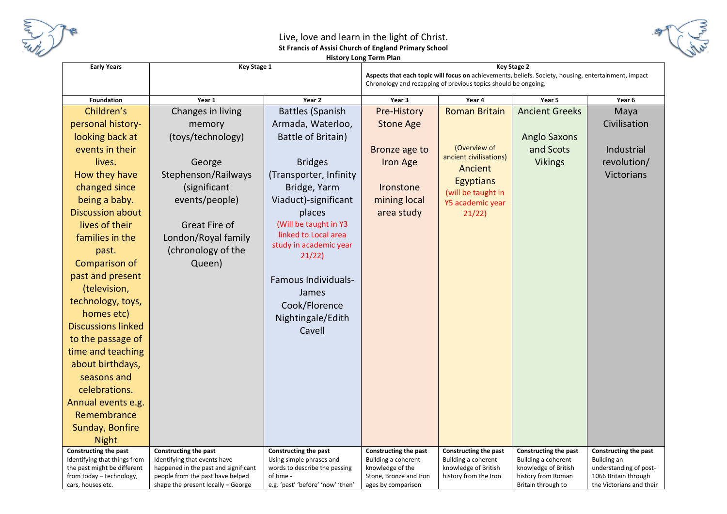Live, love and learn in the light of Christ.

**St Francis of Assisi Church of England Primary School**

**History Long Term Plan**

| **Early Years** | **Key Stage 1** | | **Key Stage 2** | | | |
|---|---|---|---|---|---|---|
| | | | **Aspects that each topic will focus on** achievements, beliefs. Society, housing, entertainment, impact Chronology and recapping of previous topics should be ongoing. | | | |
| **Foundation** | **Year 1** | **Year 2** | **Year 3** | **Year 4** | **Year 5** | **Year 6** |
| Children's personal history-looking back at events in their lives. How they have changed since being a baby. Discussion about lives of their families in the past. Comparison of past and present (television, technology, toys, homes etc) Discussions linked to the passage of time and teaching about birthdays, seasons and celebrations. Annual events e.g. Remembrance Sunday, Bonfire Night | Changes in living memory (toys/technology)<br><br>George Stephenson/Railways (significant events/people)<br><br>Great Fire of London/Royal family (chronology of the Queen) | Battles (Spanish Armada, Waterloo, Battle of Britain)<br><br>Bridges (Transporter, Infinity Bridge, Yarm Viaduct)-significant places (Will be taught in Y3 linked to Local area study in academic year 21/22)<br><br>Famous Individuals- James Cook/Florence Nightingale/Edith Cavell | Pre-History Stone Age<br><br>Bronze age to Iron Age<br><br>Ironstone mining local area study | Roman Britain<br><br>(Overview of ancient civilisations) Ancient Egyptians (will be taught in Y5 academic year 21/22) | Ancient Greeks<br><br>Anglo Saxons and Scots Vikings | Maya Civilisation<br><br>Industrial revolution/ Victorians |
| **Constructing the past** Identifying that things from the past might be different from today – technology, cars, houses etc. | **Constructing the past** Identifying that events have happened in the past and significant people from the past have helped shape the present locally – George | **Constructing the past** Using simple phrases and words to describe the passing of time - e.g. 'past' 'before' 'now' 'then' | **Constructing the past** Building a coherent knowledge of the Stone, Bronze and Iron ages by comparison | **Constructing the past** Building a coherent knowledge of British history from the Iron | **Constructing the past** Building a coherent knowledge of British history from Roman Britain through to | **Constructing the past** Building an understanding of post-1066 Britain through the Victorians and their |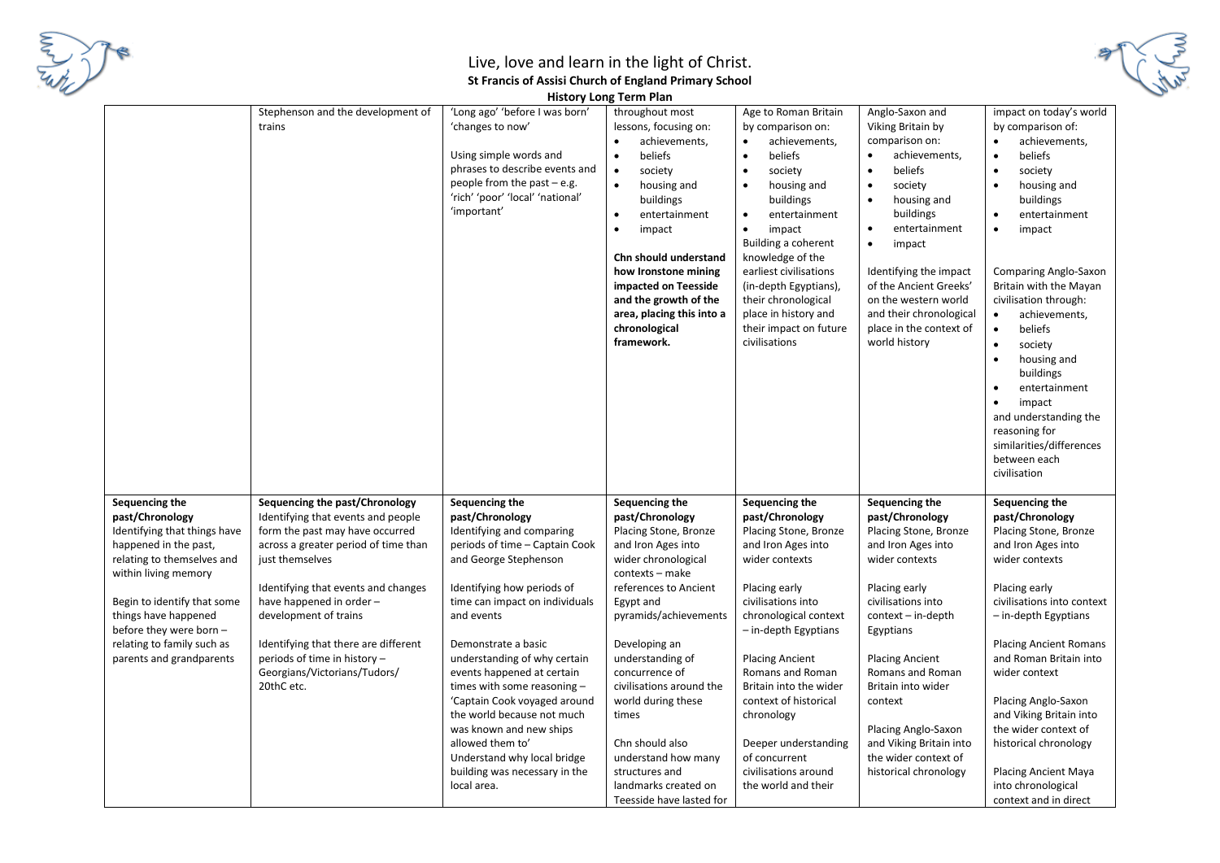# Live, love and learn in the light of Christ.

**St Francis of Assisi Church of England Primary School**

**History Long Term Plan**

| | | | | | | |
|---|---|---|---|---|---|---|
| | Stephenson and the development of trains | 'Long ago' 'before I was born' 'changes to now'<br><br>Using simple words and phrases to describe events and people from the past – e.g. 'rich' 'poor' 'local' 'national' 'important' | throughout most lessons, focusing on:<br>• achievements,<br>• beliefs<br>• society<br>• housing and buildings<br>• entertainment<br>• impact<br><br>**Chn should understand how Ironstone mining impacted on Teesside and the growth of the area, placing this into a chronological framework.** | Age to Roman Britain by comparison on:<br>• achievements,<br>• beliefs<br>• society<br>• housing and buildings<br>• entertainment<br>• impact<br>Building a coherent knowledge of the earliest civilisations (in-depth Egyptians), their chronological place in history and their impact on future civilisations | Anglo-Saxon and Viking Britain by comparison on:<br>• achievements,<br>• beliefs<br>• society<br>• housing and buildings<br>• entertainment<br>• impact<br><br>Identifying the impact of the Ancient Greeks' on the western world and their chronological place in the context of world history | impact on today's world by comparison of:<br>• achievements,<br>• beliefs<br>• society<br>• housing and buildings<br>• entertainment<br>• impact<br><br>Comparing Anglo-Saxon Britain with the Mayan civilisation through:<br>• achievements,<br>• beliefs<br>• society<br>• housing and buildings<br>• entertainment<br>• impact<br>and understanding the reasoning for similarities/differences between each civilisation |
| **Sequencing the past/Chronology**<br>Identifying that things have happened in the past, relating to themselves and within living memory<br><br>Begin to identify that some things have happened before they were born – relating to family such as parents and grandparents | **Sequencing the past/Chronology**<br>Identifying that events and people form the past may have occurred across a greater period of time than just themselves<br><br>Identifying that events and changes have happened in order – development of trains<br><br>Identifying that there are different periods of time in history – Georgians/Victorians/Tudors/ 20thC etc. | **Sequencing the past/Chronology**<br>Identifying and comparing periods of time – Captain Cook and George Stephenson<br><br>Identifying how periods of time can impact on individuals and events<br><br>Demonstrate a basic understanding of why certain events happened at certain times with some reasoning – 'Captain Cook voyaged around the world because not much was known and new ships allowed them to'<br>Understand why local bridge building was necessary in the local area. | **Sequencing the past/Chronology**<br>Placing Stone, Bronze and Iron Ages into wider chronological contexts – make references to Ancient Egypt and pyramids/achievements<br><br>Developing an understanding of concurrence of civilisations around the world during these times<br><br>Chn should also understand how many structures and landmarks created on Teesside have lasted for | **Sequencing the past/Chronology**<br>Placing Stone, Bronze and Iron Ages into wider contexts<br><br>Placing early civilisations into chronological context – in-depth Egyptians<br><br>Placing Ancient Romans and Roman Britain into the wider context of historical chronology<br><br>Deeper understanding of concurrent civilisations around the world and their | **Sequencing the past/Chronology**<br>Placing Stone, Bronze and Iron Ages into wider contexts<br><br>Placing early civilisations into context – in-depth Egyptians<br><br>Placing Ancient Romans and Roman Britain into wider context<br><br>Placing Anglo-Saxon and Viking Britain into the wider context of historical chronology | **Sequencing the past/Chronology**<br>Placing Stone, Bronze and Iron Ages into wider contexts<br><br>Placing early civilisations into context – in-depth Egyptians<br><br>Placing Ancient Romans and Roman Britain into wider context<br><br>Placing Anglo-Saxon and Viking Britain into the wider context of historical chronology<br><br>Placing Ancient Maya into chronological context and in direct |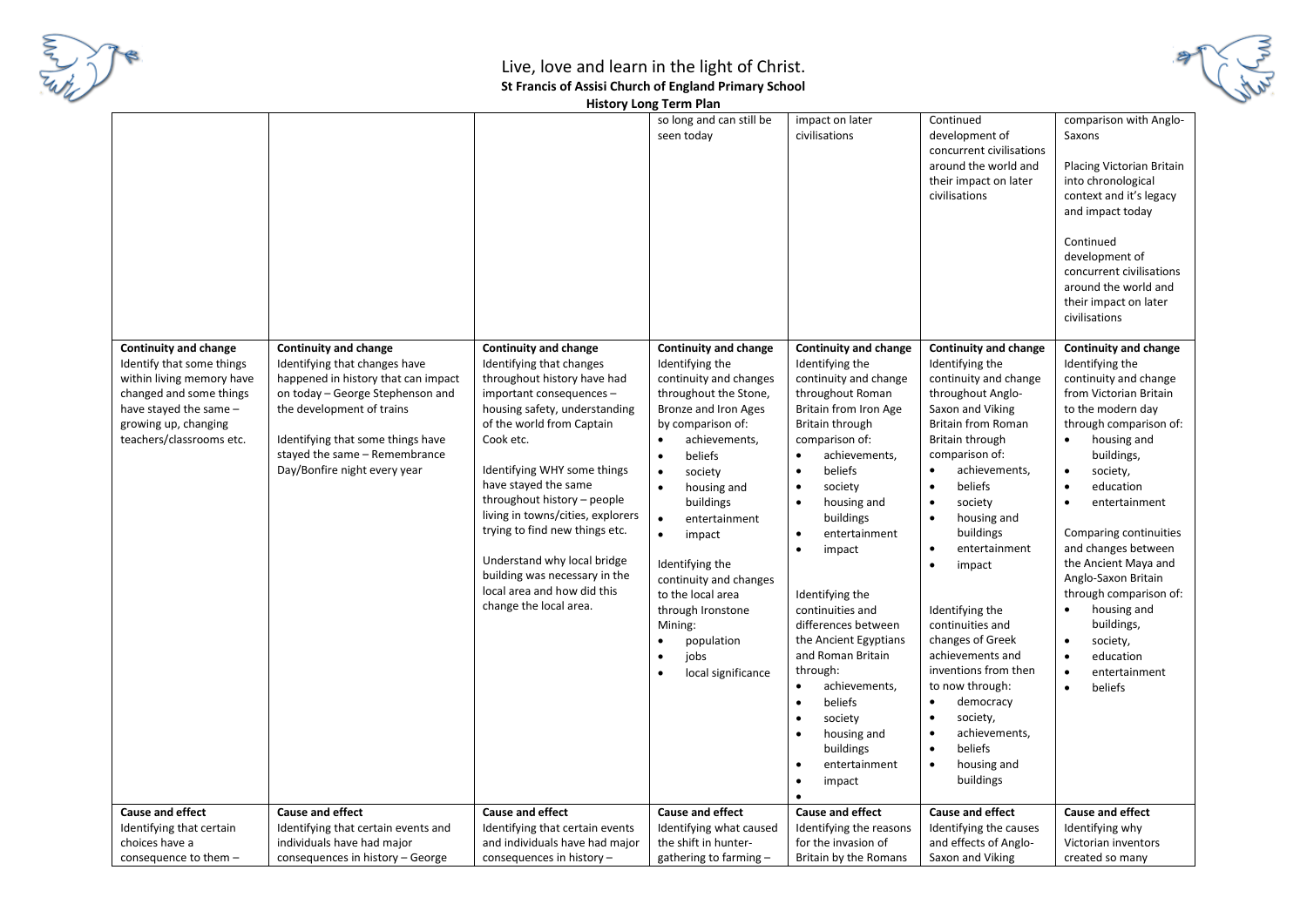# Live, love and learn in the light of Christ.

**St Francis of Assisi Church of England Primary School**

**History Long Term Plan**

| | | | | | | |
|---|---|---|---|---|---|---|
| | | | so long and can still be seen today | impact on later civilisations | Continued development of concurrent civilisations around the world and their impact on later civilisations | comparison with Anglo-Saxons<br><br>Placing Victorian Britain into chronological context and it's legacy and impact today<br><br>Continued development of concurrent civilisations around the world and their impact on later civilisations |
| **Continuity and change**<br>Identify that some things within living memory have changed and some things have stayed the same – growing up, changing teachers/classrooms etc. | **Continuity and change**<br>Identifying that changes have happened in history that can impact on today – George Stephenson and the development of trains<br><br>Identifying that some things have stayed the same – Remembrance Day/Bonfire night every year | **Continuity and change**<br>Identifying that changes throughout history have had important consequences – housing safety, understanding of the world from Captain Cook etc.<br><br>Identifying WHY some things have stayed the same throughout history – people living in towns/cities, explorers trying to find new things etc.<br><br>Understand why local bridge building was necessary in the local area and how did this change the local area. | **Continuity and change**<br>Identifying the continuity and changes throughout the Stone, Bronze and Iron Ages by comparison of:<br>• achievements,<br>• beliefs<br>• society<br>• housing and buildings<br>• entertainment<br>• impact<br><br>Identifying the continuity and changes to the local area through Ironstone Mining:<br>• population<br>• jobs<br>• local significance | **Continuity and change**<br>Identifying the continuity and change throughout Roman Britain from Iron Age Britain through comparison of:<br>• achievements,<br>• beliefs<br>• society<br>• housing and buildings<br>• entertainment<br>• impact<br><br>Identifying the continuities and differences between the Ancient Egyptians and Roman Britain through:<br>• achievements,<br>• beliefs<br>• society<br>• housing and buildings<br>• entertainment<br>• impact<br>• | **Continuity and change**<br>Identifying the continuity and change throughout Anglo-Saxon and Viking Britain from Roman Britain through comparison of:<br>• achievements,<br>• beliefs<br>• society<br>• housing and buildings<br>• entertainment<br>• impact<br><br>Identifying the continuities and changes of Greek achievements and inventions from then to now through:<br>• democracy<br>• society,<br>• achievements,<br>• beliefs<br>• housing and buildings | **Continuity and change**<br>Identifying the continuity and change from Victorian Britain to the modern day through comparison of:<br>• housing and buildings,<br>• society,<br>• education<br>• entertainment<br><br>Comparing continuities and changes between the Ancient Maya and Anglo-Saxon Britain through comparison of:<br>• housing and buildings,<br>• society,<br>• education<br>• entertainment<br>• beliefs |
| **Cause and effect**<br>Identifying that certain choices have a consequence to them – | **Cause and effect**<br>Identifying that certain events and individuals have had major consequences in history – George | **Cause and effect**<br>Identifying that certain events and individuals have had major consequences in history – | **Cause and effect**<br>Identifying what caused the shift in hunter-gathering to farming – | **Cause and effect**<br>Identifying the reasons for the invasion of Britain by the Romans | **Cause and effect**<br>Identifying the causes and effects of Anglo-Saxon and Viking | **Cause and effect**<br>Identifying why Victorian inventors created so many |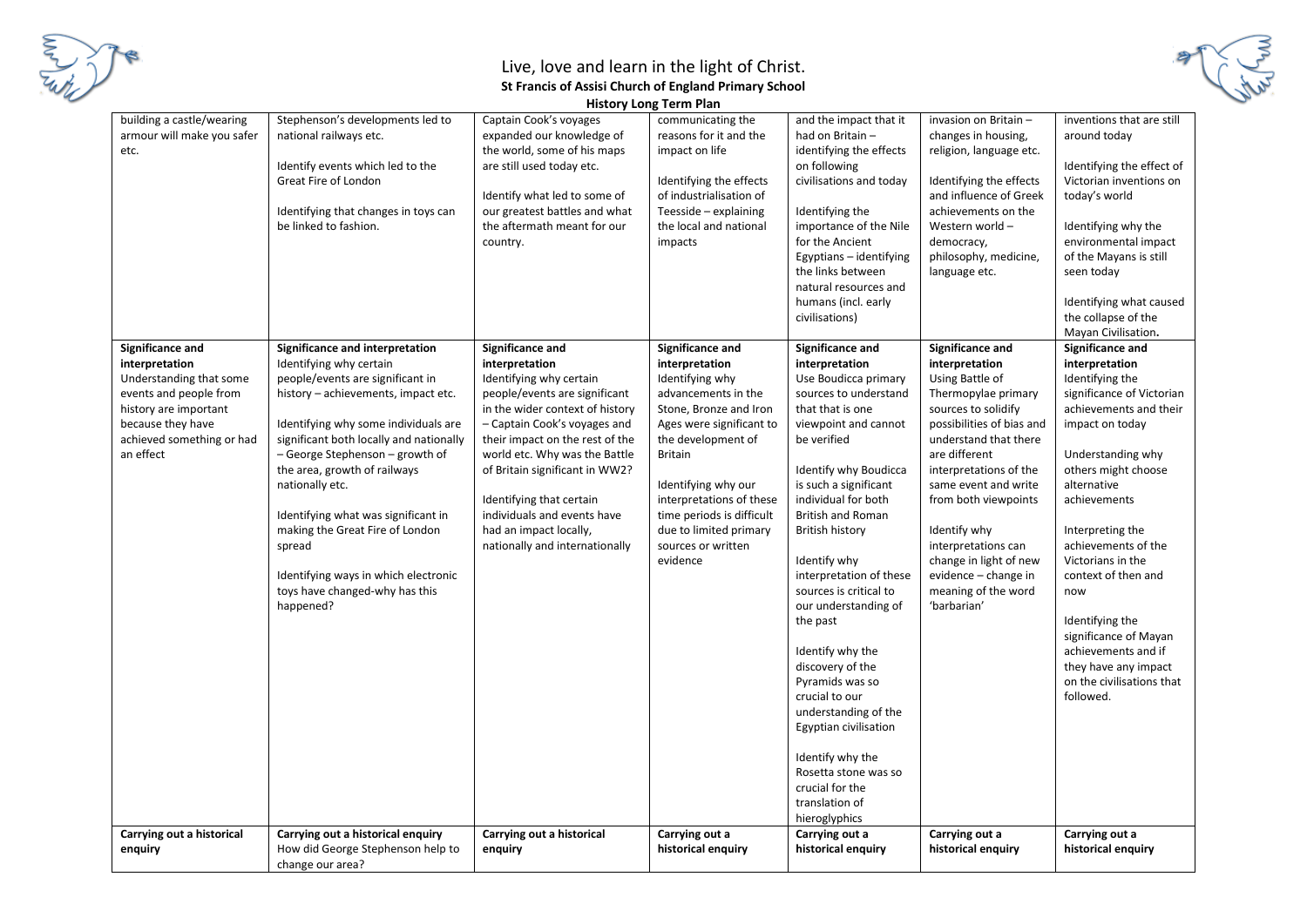# Live, love and learn in the light of Christ.

**St Francis of Assisi Church of England Primary School**

**History Long Term Plan**

| | | | | | | |
|---|---|---|---|---|---|---|
| building a castle/wearing armour will make you safer etc. | Stephenson's developments led to national railways etc.<br><br>Identify events which led to the Great Fire of London<br><br>Identifying that changes in toys can be linked to fashion. | Captain Cook's voyages expanded our knowledge of the world, some of his maps are still used today etc.<br><br>Identify what led to some of our greatest battles and what the aftermath meant for our country. | communicating the reasons for it and the impact on life<br><br>Identifying the effects of industrialisation of Teesside – explaining the local and national impacts | and the impact that it had on Britain – identifying the effects on following civilisations and today<br><br>Identifying the importance of the Nile for the Ancient Egyptians – identifying the links between natural resources and humans (incl. early civilisations) | invasion on Britain – changes in housing, religion, language etc.<br><br>Identifying the effects and influence of Greek achievements on the Western world – democracy, philosophy, medicine, language etc. | inventions that are still around today<br><br>Identifying the effect of Victorian inventions on today's world<br><br>Identifying why the environmental impact of the Mayans is still seen today<br><br>Identifying what caused the collapse of the Mayan Civilisation. |
| **Significance and interpretation**<br>Understanding that some events and people from history are important because they have achieved something or had an effect | **Significance and interpretation**<br>Identifying why certain people/events are significant in history – achievements, impact etc.<br><br>Identifying why some individuals are significant both locally and nationally – George Stephenson – growth of the area, growth of railways nationally etc.<br><br>Identifying what was significant in making the Great Fire of London spread<br><br>Identifying ways in which electronic toys have changed-why has this happened? | **Significance and interpretation**<br>Identifying why certain people/events are significant in the wider context of history – Captain Cook's voyages and their impact on the rest of the world etc. Why was the Battle of Britain significant in WW2?<br><br>Identifying that certain individuals and events have had an impact locally, nationally and internationally | **Significance and interpretation**<br>Identifying why advancements in the Stone, Bronze and Iron Ages were significant to the development of Britain<br><br>Identifying why our interpretations of these time periods is difficult due to limited primary sources or written evidence | **Significance and interpretation**<br>Use Boudicca primary sources to understand that that is one viewpoint and cannot be verified<br><br>Identify why Boudicca is such a significant individual for both British and Roman British history<br><br>Identify why interpretation of these sources is critical to our understanding of the past<br><br>Identify why the discovery of the Pyramids was so crucial to our understanding of the Egyptian civilisation<br><br>Identify why the Rosetta stone was so crucial for the translation of hieroglyphics | **Significance and interpretation**<br>Using Battle of Thermopylae primary sources to solidify possibilities of bias and understand that there are different interpretations of the same event and write from both viewpoints<br><br>Identify why interpretations can change in light of new evidence – change in meaning of the word 'barbarian' | **Significance and interpretation**<br>Identifying the significance of Victorian achievements and their impact on today<br><br>Understanding why others might choose alternative achievements<br><br>Interpreting the achievements of the Victorians in the context of then and now<br><br>Identifying the significance of Mayan achievements and if they have any impact on the civilisations that followed. |
| **Carrying out a historical enquiry** | **Carrying out a historical enquiry**<br>How did George Stephenson help to change our area? | **Carrying out a historical enquiry** | **Carrying out a historical enquiry** | **Carrying out a historical enquiry** | **Carrying out a historical enquiry** | **Carrying out a historical enquiry** |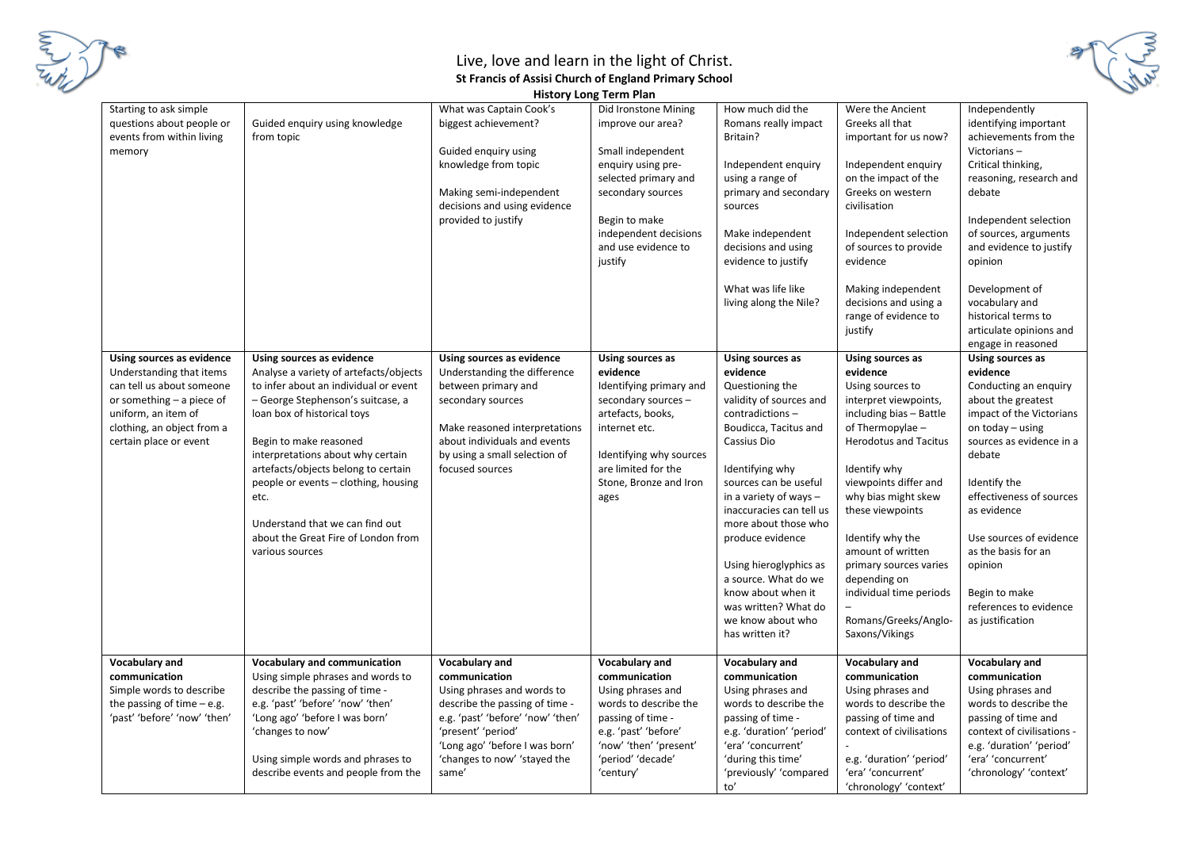Live, love and learn in the light of Christ.

**St Francis of Assisi Church of England Primary School**

**History Long Term Plan**

| | | | | | | |
|---|---|---|---|---|---|---|
| Starting to ask simple questions about people or events from within living memory | Guided enquiry using knowledge from topic | What was Captain Cook's biggest achievement?<br><br>Guided enquiry using knowledge from topic<br><br>Making semi-independent decisions and using evidence provided to justify | Did Ironstone Mining improve our area?<br><br>Small independent enquiry using pre-selected primary and secondary sources<br><br>Begin to make independent decisions and use evidence to justify | How much did the Romans really impact Britain?<br><br>Independent enquiry using a range of primary and secondary sources<br><br>Make independent decisions and using evidence to justify<br><br>What was life like living along the Nile? | Were the Ancient Greeks all that important for us now?<br><br>Independent enquiry on the impact of the Greeks on western civilisation<br><br>Independent selection of sources to provide evidence<br><br>Making independent decisions and using a range of evidence to justify | Independently identifying important achievements from the Victorians – Critical thinking, reasoning, research and debate<br><br>Independent selection of sources, arguments and evidence to justify opinion<br><br>Development of vocabulary and historical terms to articulate opinions and engage in reasoned |
| **Using sources as evidence**<br>Understanding that items can tell us about someone or something – a piece of uniform, an item of clothing, an object from a certain place or event | **Using sources as evidence**<br>Analyse a variety of artefacts/objects to infer about an individual or event – George Stephenson's suitcase, a loan box of historical toys<br><br>Begin to make reasoned interpretations about why certain artefacts/objects belong to certain people or events – clothing, housing etc.<br><br>Understand that we can find out about the Great Fire of London from various sources | **Using sources as evidence**<br>Understanding the difference between primary and secondary sources<br><br>Make reasoned interpretations about individuals and events by using a small selection of focused sources | **Using sources as evidence**<br>Identifying primary and secondary sources – artefacts, books, internet etc.<br><br>Identifying why sources are limited for the Stone, Bronze and Iron ages | **Using sources as evidence**<br>Questioning the validity of sources and contradictions – Boudicca, Tacitus and Cassius Dio<br><br>Identifying why sources can be useful in a variety of ways – inaccuracies can tell us more about those who produce evidence<br><br>Using hieroglyphics as a source. What do we know about when it was written? What do we know about who has written it? | **Using sources as evidence**<br>Using sources to interpret viewpoints, including bias – Battle of Thermopylae – Herodotus and Tacitus<br><br>Identify why viewpoints differ and why bias might skew these viewpoints<br><br>Identify why the amount of written primary sources varies depending on individual time periods – Romans/Greeks/Anglo-Saxons/Vikings | **Using sources as evidence**<br>Conducting an enquiry about the greatest impact of the Victorians on today – using sources as evidence in a debate<br><br>Identify the effectiveness of sources as evidence<br><br>Use sources of evidence as the basis for an opinion<br><br>Begin to make references to evidence as justification |
| **Vocabulary and communication**<br>Simple words to describe the passing of time – e.g. 'past' 'before' 'now' 'then' | **Vocabulary and communication**<br>Using simple phrases and words to describe the passing of time - e.g. 'past' 'before' 'now' 'then' 'Long ago' 'before I was born' 'changes to now'<br><br>Using simple words and phrases to describe events and people from the | **Vocabulary and communication**<br>Using phrases and words to describe the passing of time - e.g. 'past' 'before' 'now' 'then' 'present' 'period' 'Long ago' 'before I was born' 'changes to now' 'stayed the same' | **Vocabulary and communication**<br>Using phrases and words to describe the passing of time - e.g. 'past' 'before' 'now' 'then' 'present' 'period' 'decade' 'century' | **Vocabulary and communication**<br>Using phrases and words to describe the passing of time - e.g. 'duration' 'period' 'era' 'concurrent' 'during this time' 'previously' 'compared to' | **Vocabulary and communication**<br>Using phrases and words to describe the passing of time and context of civilisations - e.g. 'duration' 'period' 'era' 'concurrent' 'chronology' 'context' | **Vocabulary and communication**<br>Using phrases and words to describe the passing of time and context of civilisations - e.g. 'duration' 'period' 'era' 'concurrent' 'chronology' 'context' |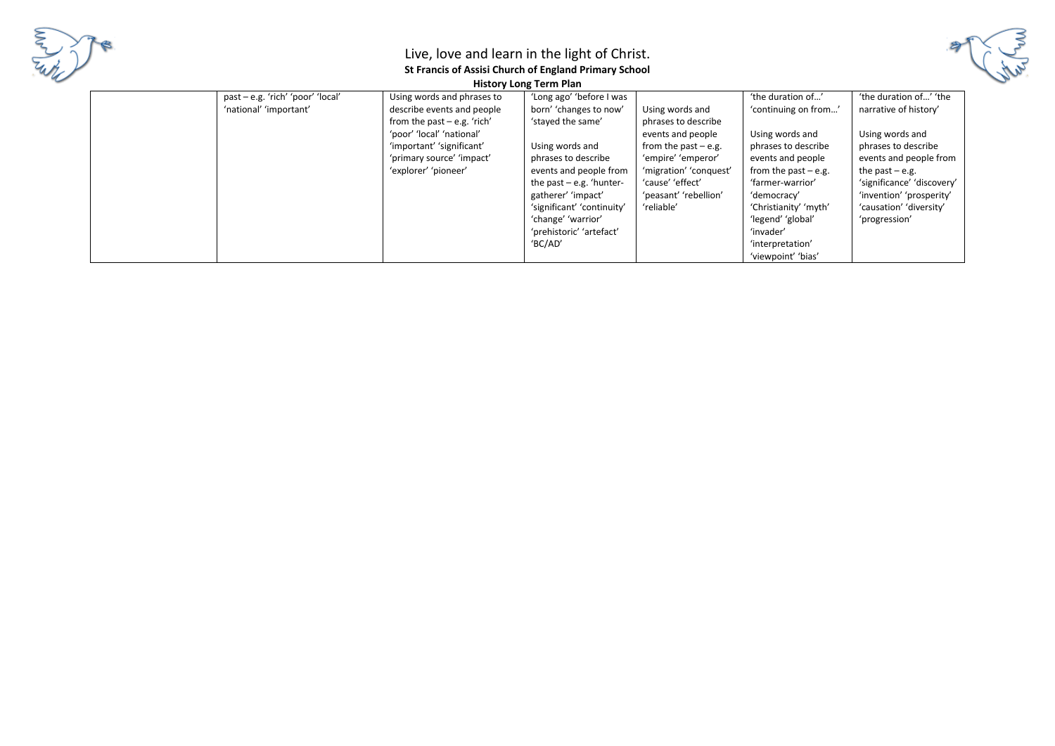# Live, love and learn in the light of Christ.

**St Francis of Assisi Church of England Primary School**

**History Long Term Plan**

| | | | | | | |
|---|---|---|---|---|---|---|
| | past – e.g. 'rich' 'poor' 'local' 'national' 'important' | Using words and phrases to describe events and people from the past – e.g. 'rich' 'poor' 'local' 'national' 'important' 'significant' 'primary source' 'impact' 'explorer' 'pioneer' | 'Long ago' 'before I was born' 'changes to now' 'stayed the same'<br><br>Using words and phrases to describe events and people from the past – e.g. 'hunter-gatherer' 'impact' 'significant' 'continuity' 'change' 'warrior' 'prehistoric' 'artefact' 'BC/AD' | Using words and phrases to describe events and people from the past – e.g. 'empire' 'emperor' 'migration' 'conquest' 'cause' 'effect' 'peasant' 'rebellion' 'reliable' | 'the duration of…' 'continuing on from…'<br><br>Using words and phrases to describe events and people from the past – e.g. 'farmer-warrior' 'democracy' 'Christianity' 'myth' 'legend' 'global' 'invader' 'interpretation' 'viewpoint' 'bias' | 'the duration of…' 'the narrative of history'<br><br>Using words and phrases to describe events and people from the past – e.g. 'significance' 'discovery' 'invention' 'prosperity' 'causation' 'diversity' 'progression' |